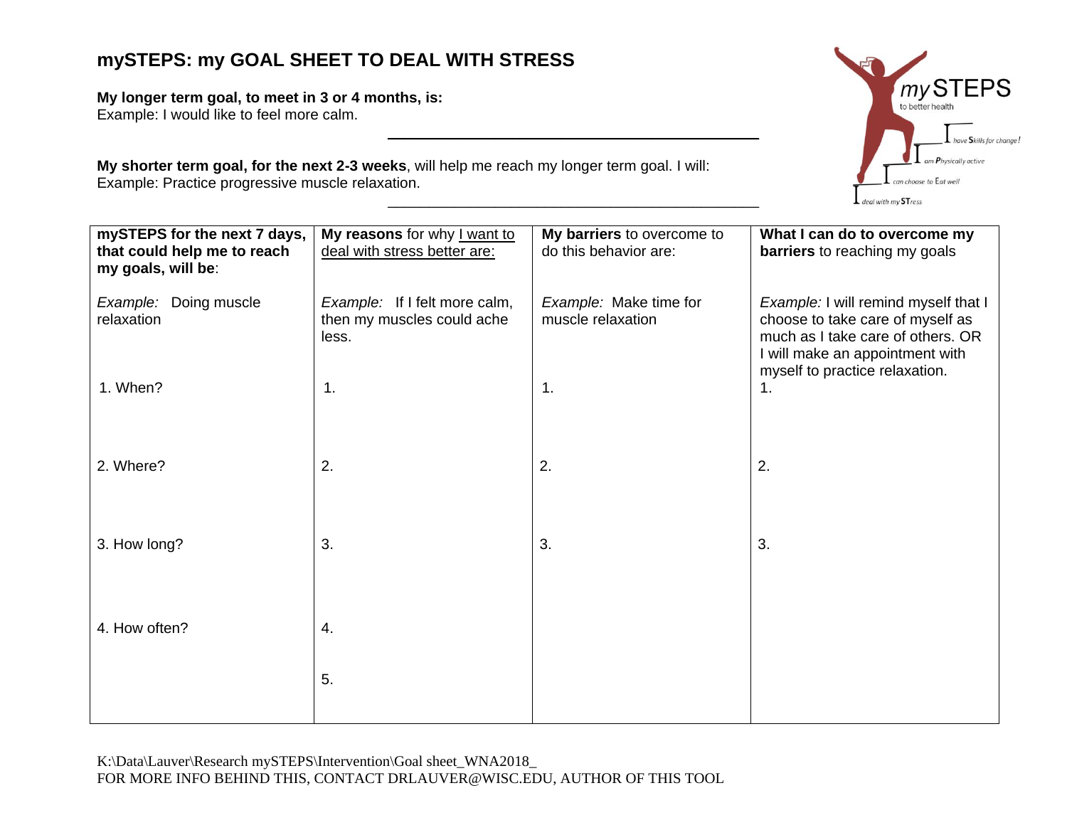# mySTEPS: my GOAL SHEET TO DEAL WITH STRESS

**My longer term goal, to meet in 3 or 4 months, is:**
Example: I would like to feel more calm.

______________________________________________

**My shorter term goal, for the next 2-3 weeks**, will help me reach my longer term goal. I will:
Example: Practice progressive muscle relaxation.

______________________________________________

my STEPS to better health

I have Skills for change!
I am Physically active
I can choose to Eat well
I deal with my STress

| **mySTEPS for the next 7 days, that could help me to reach my goals, will be**: | **My reasons** for why I want to deal with stress better are: | **My barriers** to overcome to do this behavior are: | **What I can do to overcome my barriers** to reaching my goals |
|---|---|---|---|
| *Example:* Doing muscle relaxation | *Example:* If I felt more calm, then my muscles could ache less. | *Example:* Make time for muscle relaxation | *Example:* I will remind myself that I choose to take care of myself as much as I take care of others. OR I will make an appointment with myself to practice relaxation. |
| 1. When? | 1. | 1. | 1. |
| 2. Where? | 2. | 2. | 2. |
| 3. How long? | 3. | 3. | 3. |
| 4. How often? | 4. | | |
| | 5. | | |

K:\Data\Lauver\Research mySTEPS\Intervention\Goal sheet_WNA2018_
FOR MORE INFO BEHIND THIS, CONTACT DRLAUVER@WISC.EDU, AUTHOR OF THIS TOOL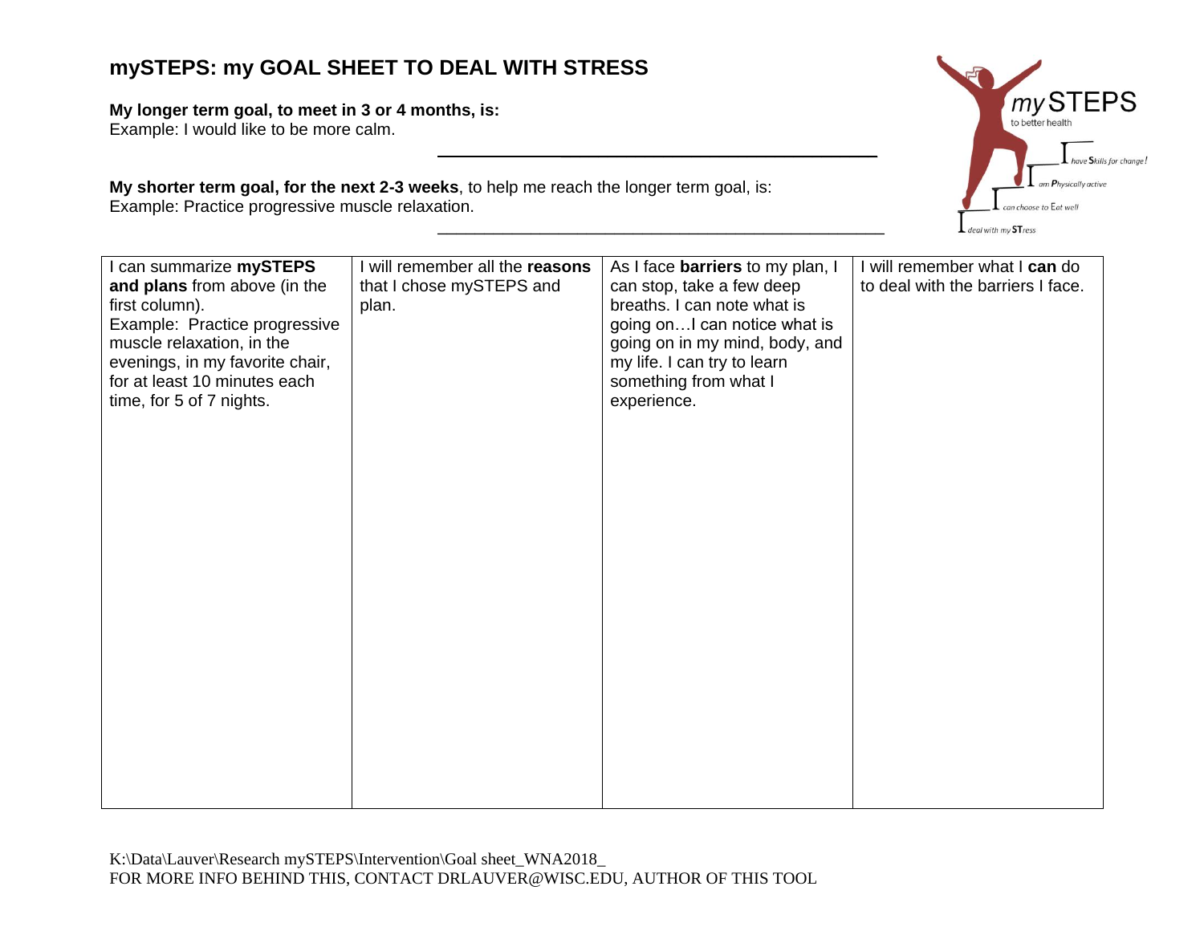# mySTEPS: my GOAL SHEET TO DEAL WITH STRESS

**My longer term goal, to meet in 3 or 4 months, is:**
Example: I would like to be more calm.

______________________________________________

**My shorter term goal, for the next 2-3 weeks**, to help me reach the longer term goal, is:
Example: Practice progressive muscle relaxation.

______________________________________________

mySTEPS to better health

I have Skills for change!
I am Physically active
I can choose to Eat well
I deal with my STress

| I can summarize **mySTEPS and plans** from above (in the first column).<br>Example: Practice progressive muscle relaxation, in the evenings, in my favorite chair, for at least 10 minutes each time, for 5 of 7 nights. | I will remember all the **reasons** that I chose mySTEPS and plan. | As I face **barriers** to my plan, I can stop, take a few deep breaths. I can note what is going on…I can notice what is going on in my mind, body, and my life. I can try to learn something from what I experience. | I will remember what I **can** do to deal with the barriers I face. |
|---|---|---|---|
| | | | |

K:\Data\Lauver\Research mySTEPS\Intervention\Goal sheet_WNA2018_
FOR MORE INFO BEHIND THIS, CONTACT DRLAUVER@WISC.EDU, AUTHOR OF THIS TOOL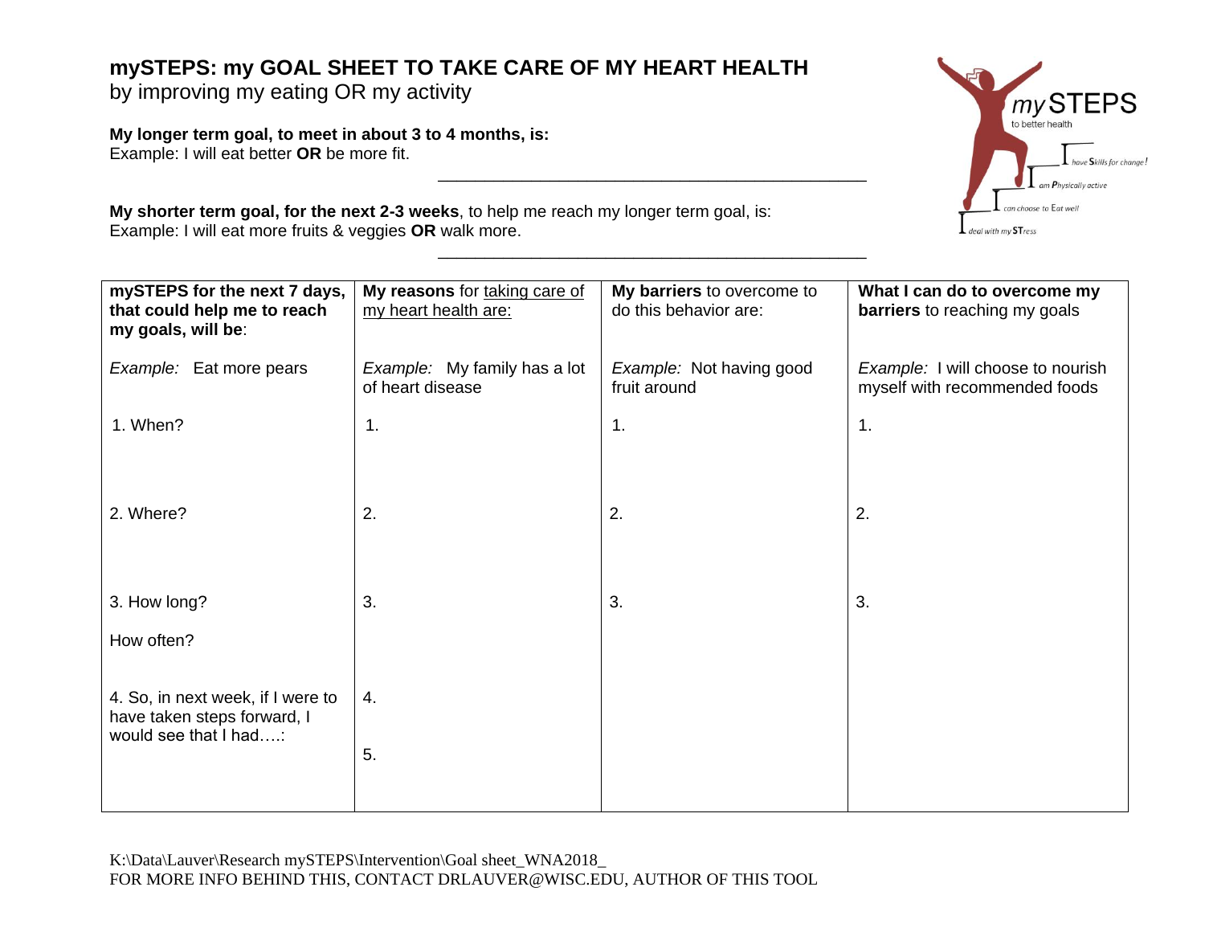# mySTEPS: my GOAL SHEET TO TAKE CARE OF MY HEART HEALTH
by improving my eating OR my activity

**My longer term goal, to meet in about 3 to 4 months, is:**
Example: I will eat better **OR** be more fit.

_______________________________________________

**My shorter term goal, for the next 2-3 weeks**, to help me reach my longer term goal, is:
Example: I will eat more fruits & veggies **OR** walk more.

_______________________________________________

*my* STEPS to better health

- I have **S**kills for change!
- I am **P**hysically active
- I can choose to **E**at well
- I deal with my **ST**ress

| **mySTEPS for the next 7 days, that could help me to reach my goals, will be**: | **My reasons** for taking care of my heart health are: | **My barriers** to overcome to do this behavior are: | **What I can do to overcome my barriers** to reaching my goals |
|---|---|---|---|
| *Example:* Eat more pears | *Example:* My family has a lot of heart disease | *Example:* Not having good fruit around | *Example:* I will choose to nourish myself with recommended foods |
| 1. When? | 1. | 1. | 1. |
| 2. Where? | 2. | 2. | 2. |
| 3. How long?<br><br>How often? | 3. | 3. | 3. |
| 4. So, in next week, if I were to have taken steps forward, I would see that I had….: | 4.<br><br>5. | | |

K:\Data\Lauver\Research mySTEPS\Intervention\Goal sheet_WNA2018_
FOR MORE INFO BEHIND THIS, CONTACT DRLAUVER@WISC.EDU, AUTHOR OF THIS TOOL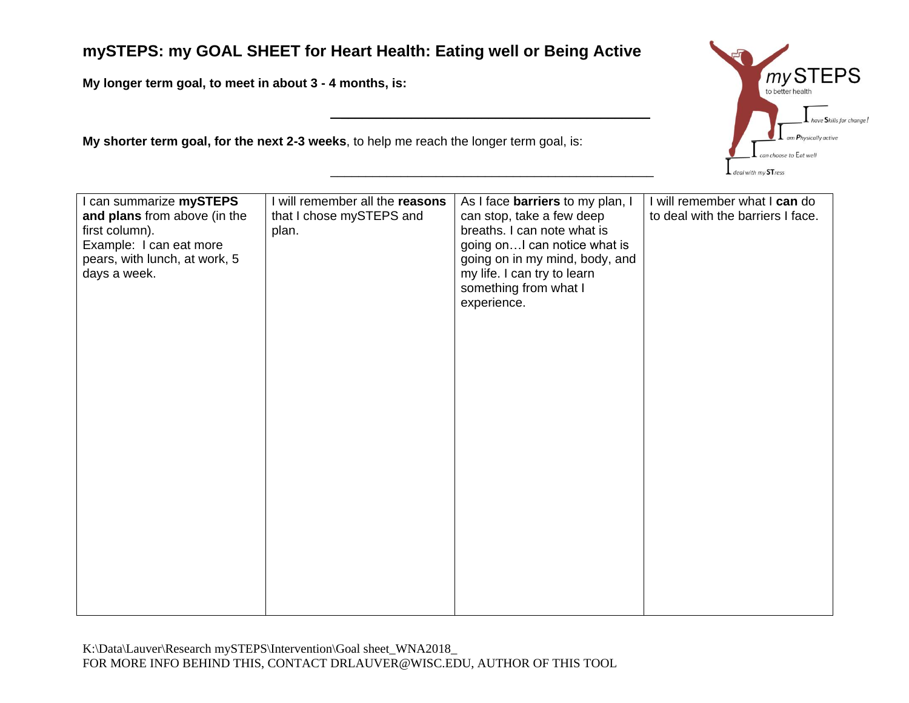# mySTEPS: my GOAL SHEET for Heart Health: Eating well or Being Active

**My longer term goal, to meet in about 3 - 4 months, is:**

_______________________________________________

**My shorter term goal, for the next 2-3 weeks**, to help me reach the longer term goal, is:

_______________________________________________

mySTEPS to better health

I have Skills for change!
I am Physically active
I can choose to Eat well
I deal with my STress

| | | | |
|---|---|---|---|
| I can summarize **mySTEPS and plans** from above (in the first column).<br>Example: I can eat more pears, with lunch, at work, 5 days a week. | I will remember all the **reasons** that I chose mySTEPS and plan. | As I face **barriers** to my plan, I can stop, take a few deep breaths. I can note what is going on…I can notice what is going on in my mind, body, and my life. I can try to learn something from what I experience. | I will remember what I **can** do to deal with the barriers I face. |
| | | | |

K:\Data\Lauver\Research mySTEPS\Intervention\Goal sheet_WNA2018_
FOR MORE INFO BEHIND THIS, CONTACT DRLAUVER@WISC.EDU, AUTHOR OF THIS TOOL